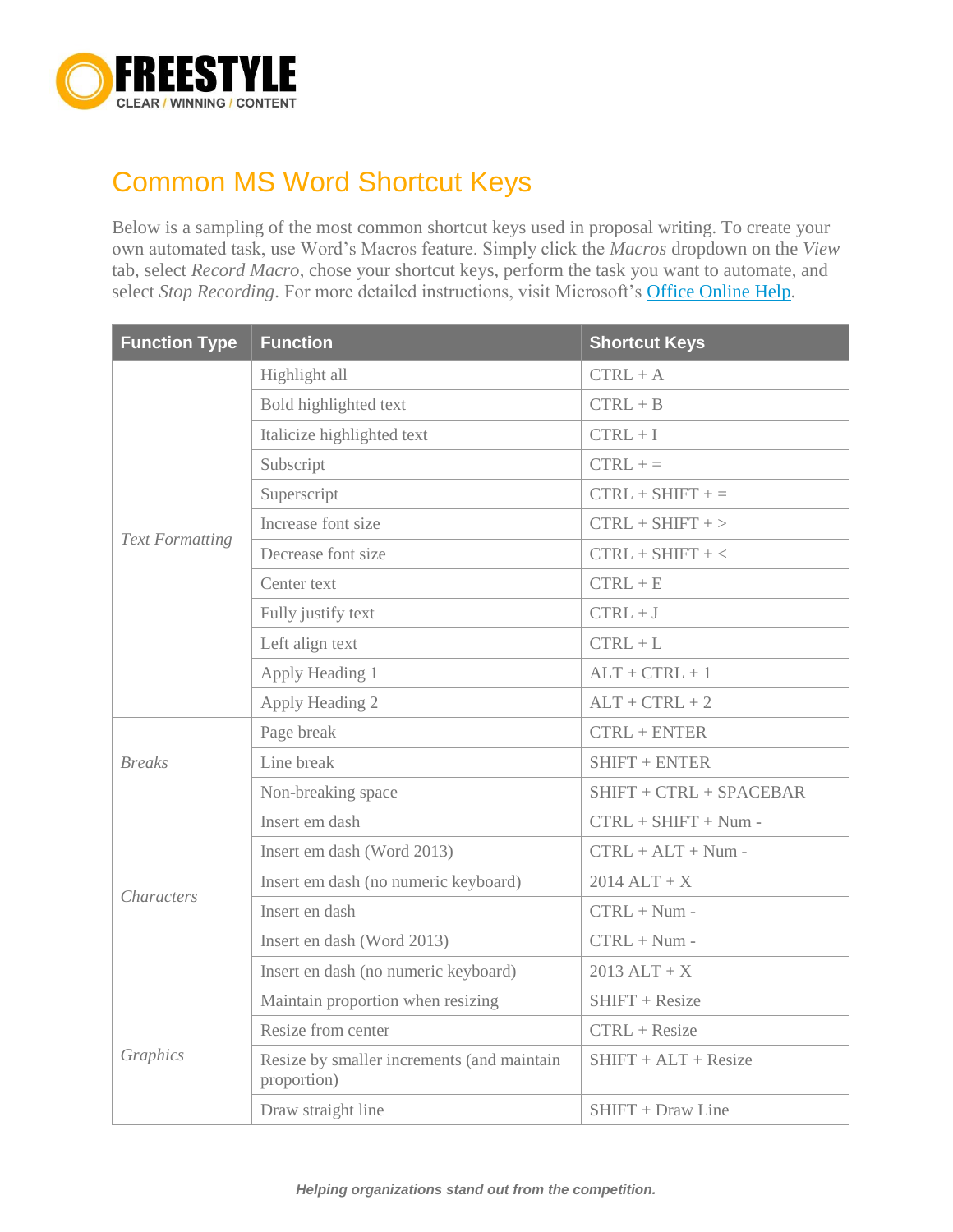FREESTYLE
CLEAR / WINNING / CONTENT

# Common MS Word Shortcut Keys

Below is a sampling of the most common shortcut keys used in proposal writing. To create your own automated task, use Word's Macros feature. Simply click the *Macros* dropdown on the *View* tab, select *Record Macro*, chose your shortcut keys, perform the task you want to automate, and select *Stop Recording*. For more detailed instructions, visit Microsoft's [Office Online Help](Office Online Help).

| Function Type | Function | Shortcut Keys |
| --- | --- | --- |
| *Text Formatting* | Highlight all | CTRL + A |
| | Bold highlighted text | CTRL + B |
| | Italicize highlighted text | CTRL + I |
| | Subscript | CTRL + = |
| | Superscript | CTRL + SHIFT + = |
| | Increase font size | CTRL + SHIFT + > |
| | Decrease font size | CTRL + SHIFT + < |
| | Center text | CTRL + E |
| | Fully justify text | CTRL + J |
| | Left align text | CTRL + L |
| | Apply Heading 1 | ALT + CTRL + 1 |
| | Apply Heading 2 | ALT + CTRL + 2 |
| *Breaks* | Page break | CTRL + ENTER |
| | Line break | SHIFT + ENTER |
| | Non-breaking space | SHIFT + CTRL + SPACEBAR |
| *Characters* | Insert em dash | CTRL + SHIFT + Num - |
| | Insert em dash (Word 2013) | CTRL + ALT + Num - |
| | Insert em dash (no numeric keyboard) | 2014 ALT + X |
| | Insert en dash | CTRL + Num - |
| | Insert en dash (Word 2013) | CTRL + Num - |
| | Insert en dash (no numeric keyboard) | 2013 ALT + X |
| *Graphics* | Maintain proportion when resizing | SHIFT + Resize |
| | Resize from center | CTRL + Resize |
| | Resize by smaller increments (and maintain proportion) | SHIFT + ALT + Resize |
| | Draw straight line | SHIFT + Draw Line |

*Helping organizations stand out from the competition.*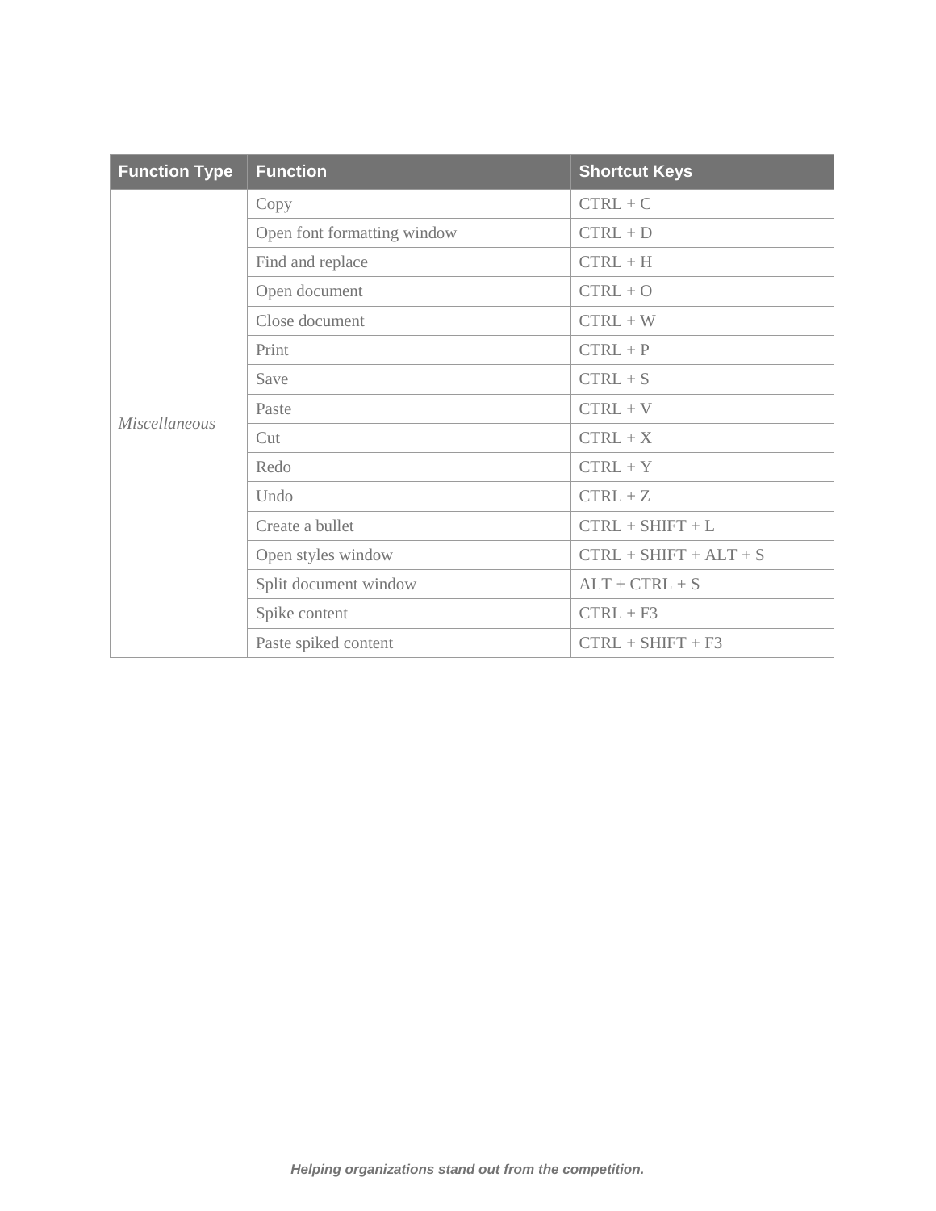| Function Type | Function | Shortcut Keys |
| --- | --- | --- |
| *Miscellaneous* | Copy | CTRL + C |
| | Open font formatting window | CTRL + D |
| | Find and replace | CTRL + H |
| | Open document | CTRL + O |
| | Close document | CTRL + W |
| | Print | CTRL + P |
| | Save | CTRL + S |
| | Paste | CTRL + V |
| | Cut | CTRL + X |
| | Redo | CTRL + Y |
| | Undo | CTRL + Z |
| | Create a bullet | CTRL + SHIFT + L |
| | Open styles window | CTRL + SHIFT + ALT + S |
| | Split document window | ALT + CTRL + S |
| | Spike content | CTRL + F3 |
| | Paste spiked content | CTRL + SHIFT + F3 |